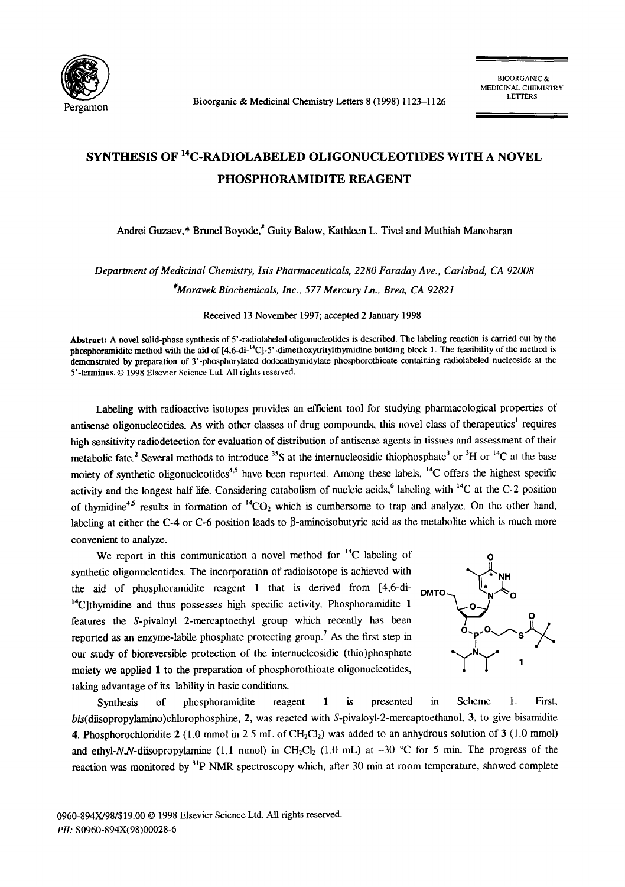# SYNTHESIS OF $^{14}$C-RADIOLABELED OLIGONUCLEOTIDES WITH A NOVEL PHOSPHORAMIDITE REAGENT

Andrei Guzaev,* Brunel Boyode,[#] Guity Balow, Kathleen L. Tivel and Muthiah Manoharan

*Department of Medicinal Chemistry, Isis Pharmaceuticals, 2280 Faraday Ave., Carlsbad, CA 92008*

*[#]Moravek Biochemicals, Inc., 577 Mercury Ln., Brea, CA 92821*

Received 13 November 1997; accepted 2 January 1998

**Abstract:** A novel solid-phase synthesis of 5'-radiolabeled oligonucleotides is described. The labeling reaction is carried out by the phosphoramidite method with the aid of [4,6-di-$^{14}$C]-5'-dimethoxytritylthymidine building block 1. The feasibility of the method is demonstrated by preparation of 3'-phosphorylated dodecathymidylate phosphorothioate containing radiolabeled nucleoside at the 5'-terminus. © 1998 Elsevier Science Ltd. All rights reserved.

Labeling with radioactive isotopes provides an efficient tool for studying pharmacological properties of antisense oligonucleotides. As with other classes of drug compounds, this novel class of therapeutics[1] requires high sensitivity radiodetection for evaluation of distribution of antisense agents in tissues and assessment of their metabolic fate.[2] Several methods to introduce $^{35}$S at the internucleosidic thiophosphate[3] or $^{3}$H or $^{14}$C at the base moiety of synthetic oligonucleotides[4,5] have been reported. Among these labels, $^{14}$C offers the highest specific activity and the longest half life. Considering catabolism of nucleic acids,[6] labeling with $^{14}$C at the C-2 position of thymidine[4,5] results in formation of $^{14}CO_2$ which is cumbersome to trap and analyze. On the other hand, labeling at either the C-4 or C-6 position leads to β-aminoisobutyric acid as the metabolite which is much more convenient to analyze.

We report in this communication a novel method for $^{14}$C labeling of synthetic oligonucleotides. The incorporation of radioisotope is achieved with the aid of phosphoramidite reagent 1 that is derived from [4,6-di-$^{14}$C]thymidine and thus possesses high specific activity. Phosphoramidite 1 features the *S*-pivaloyl 2-mercaptoethyl group which recently has been reported as an enzyme-labile phosphate protecting group.[7] As the first step in our study of bioreversible protection of the internucleosidic (thio)phosphate moiety we applied 1 to the preparation of phosphorothioate oligonucleotides, taking advantage of its lability in basic conditions.

Synthesis of phosphoramidite reagent 1 is presented in Scheme 1. First, *bis*(diisopropylamino)chlorophosphine, 2, was reacted with *S*-pivaloyl-2-mercaptoethanol, 3, to give bisamidite 4. Phosphorochloridite 2 (1.0 mmol in 2.5 mL of $CH_2Cl_2$) was added to an anhydrous solution of 3 (1.0 mmol) and ethyl-*N*,*N*-diisopropylamine (1.1 mmol) in $CH_2Cl_2$ (1.0 mL) at −30 °C for 5 min. The progress of the reaction was monitored by $^{31}$P NMR spectroscopy which, after 30 min at room temperature, showed complete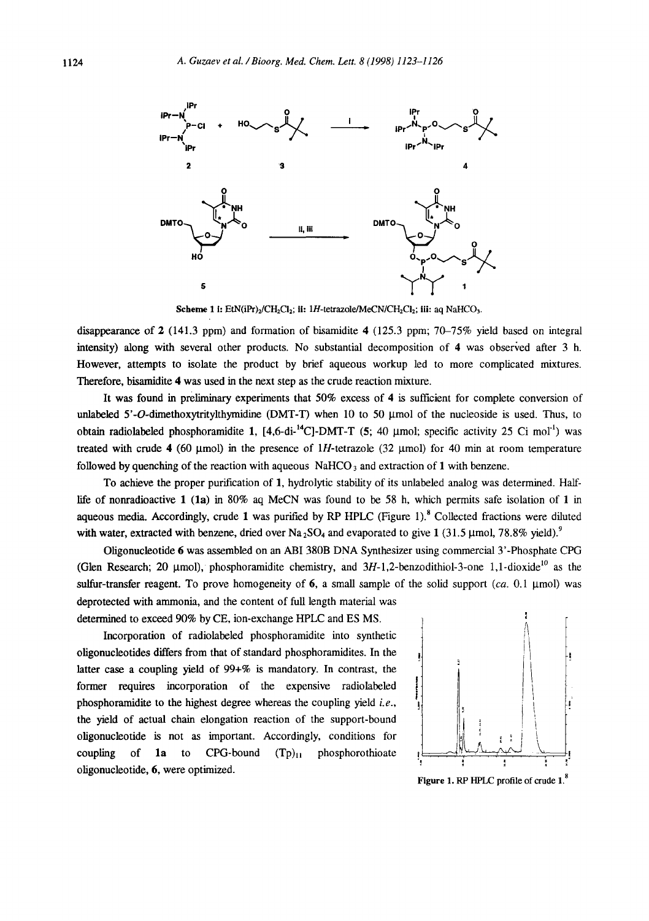Scheme 1 i: $EtN(iPr)_2/CH_2Cl_2$; ii: 1*H*-tetrazole/MeCN/$CH_2Cl_2$; iii: aq $NaHCO_3$.

disappearance of **2** (141.3 ppm) and formation of bisamidite **4** (125.3 ppm; 70–75% yield based on integral intensity) along with several other products. No substantial decomposition of **4** was observed after 3 h. However, attempts to isolate the product by brief aqueous workup led to more complicated mixtures. Therefore, bisamidite **4** was used in the next step as the crude reaction mixture.

It was found in preliminary experiments that 50% excess of **4** is sufficient for complete conversion of unlabeled 5'-*O*-dimethoxytritylthymidine (DMT-T) when 10 to 50 µmol of the nucleoside is used. Thus, to obtain radiolabeled phosphoramidite **1**, [4,6-di-$^{14}$C]-DMT-T (**5**; 40 µmol; specific activity 25 Ci $mol^{-1}$) was treated with crude **4** (60 µmol) in the presence of 1*H*-tetrazole (32 µmol) for 40 min at room temperature followed by quenching of the reaction with aqueous $NaHCO_3$ and extraction of **1** with benzene.

To achieve the proper purification of **1**, hydrolytic stability of its unlabeled analog was determined. Half-life of nonradioactive **1** (**1a**) in 80% aq MeCN was found to be 58 h, which permits safe isolation of **1** in aqueous media. Accordingly, crude **1** was purified by RP HPLC (Figure 1).[8] Collected fractions were diluted with water, extracted with benzene, dried over $Na_2SO_4$ and evaporated to give **1** (31.5 µmol, 78.8% yield).[9]

Oligonucleotide **6** was assembled on an ABI 380B DNA Synthesizer using commercial 3'-Phosphate CPG (Glen Research; 20 µmol), phosphoramidite chemistry, and 3*H*-1,2-benzodithiol-3-one 1,1-dioxide[10] as the sulfur-transfer reagent. To prove homogeneity of **6**, a small sample of the solid support (*ca.* 0.1 µmol) was deprotected with ammonia, and the content of full length material was determined to exceed 90% by CE, ion-exchange HPLC and ES MS.

Incorporation of radiolabeled phosphoramidite into synthetic oligonucleotides differs from that of standard phosphoramidites. In the latter case a coupling yield of 99+% is mandatory. In contrast, the former requires incorporation of the expensive radiolabeled phosphoramidite to the highest degree whereas the coupling yield *i.e.*, the yield of actual chain elongation reaction of the support-bound oligonucleotide is not as important. Accordingly, conditions for coupling of **1a** to CPG-bound $(Tp)_{11}$ phosphorothioate oligonucleotide, **6**, were optimized.

Figure 1. RP HPLC profile of crude **1**.[8]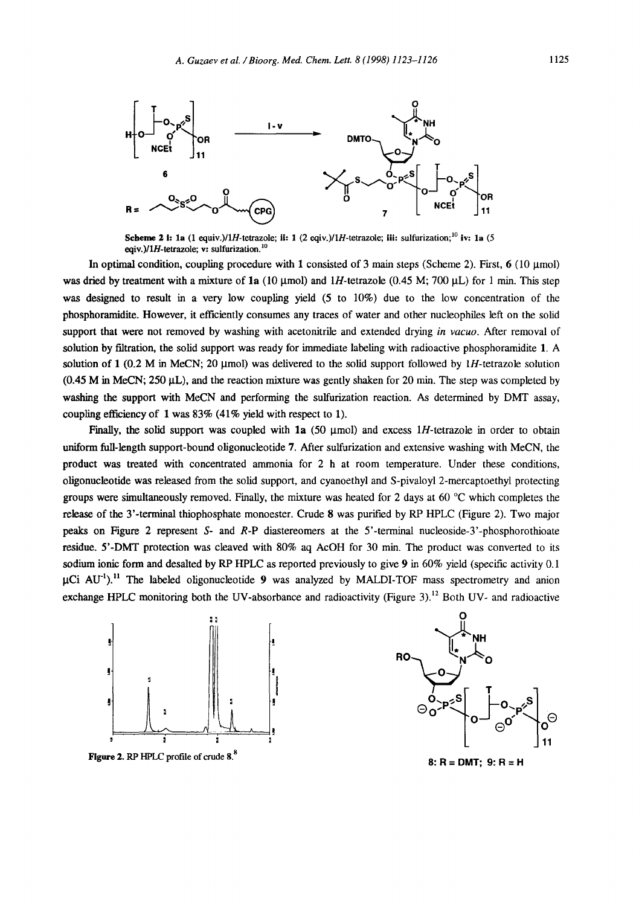**Scheme 2** **i:** **1a** (1 equiv.)/1*H*-tetrazole; **ii:** **1** (2 eqiv.)/1*H*-tetrazole; **iii:** sulfurization;[10] **iv:** **1a** (5 eqiv.)/1*H*-tetrazole; **v:** sulfurization.[10]

In optimal condition, coupling procedure with **1** consisted of 3 main steps (Scheme 2). First, **6** (10 μmol) was dried by treatment with a mixture of **1a** (10 μmol) and 1*H*-tetrazole (0.45 M; 700 μL) for 1 min. This step was designed to result in a very low coupling yield (5 to 10%) due to the low concentration of the phosphoramidite. However, it efficiently consumes any traces of water and other nucleophiles left on the solid support that were not removed by washing with acetonitrile and extended drying *in vacuo*. After removal of solution by filtration, the solid support was ready for immediate labeling with radioactive phosphoramidite **1**. A solution of **1** (0.2 M in MeCN; 20 μmol) was delivered to the solid support followed by 1*H*-tetrazole solution (0.45 M in MeCN; 250 μL), and the reaction mixture was gently shaken for 20 min. The step was completed by washing the support with MeCN and performing the sulfurization reaction. As determined by DMT assay, coupling efficiency of **1** was 83% (41% yield with respect to **1**).

Finally, the solid support was coupled with **1a** (50 μmol) and excess 1*H*-tetrazole in order to obtain uniform full-length support-bound oligonucleotide **7**. After sulfurization and extensive washing with MeCN, the product was treated with concentrated ammonia for 2 h at room temperature. Under these conditions, oligonucleotide was released from the solid support, and cyanoethyl and S-pivaloyl 2-mercaptoethyl protecting groups were simultaneously removed. Finally, the mixture was heated for 2 days at 60 °C which completes the release of the 3'-terminal thiophosphate monoester. Crude **8** was purified by RP HPLC (Figure 2). Two major peaks on Figure 2 represent *S*- and *R*-P diastereomers at the 5'-terminal nucleoside-3'-phosphorothioate residue. 5'-DMT protection was cleaved with 80% aq AcOH for 30 min. The product was converted to its sodium ionic form and desalted by RP HPLC as reported previously to give **9** in 60% yield (specific activity 0.1 μCi $AU^{-1}$).[11] The labeled oligonucleotide **9** was analyzed by MALDI-TOF mass spectrometry and anion exchange HPLC monitoring both the UV-absorbance and radioactivity (Figure 3).[12] Both UV- and radioactive

**Figure 2.** RP HPLC profile of crude **8**.[8]

**8**: R = DMT; **9**: R = H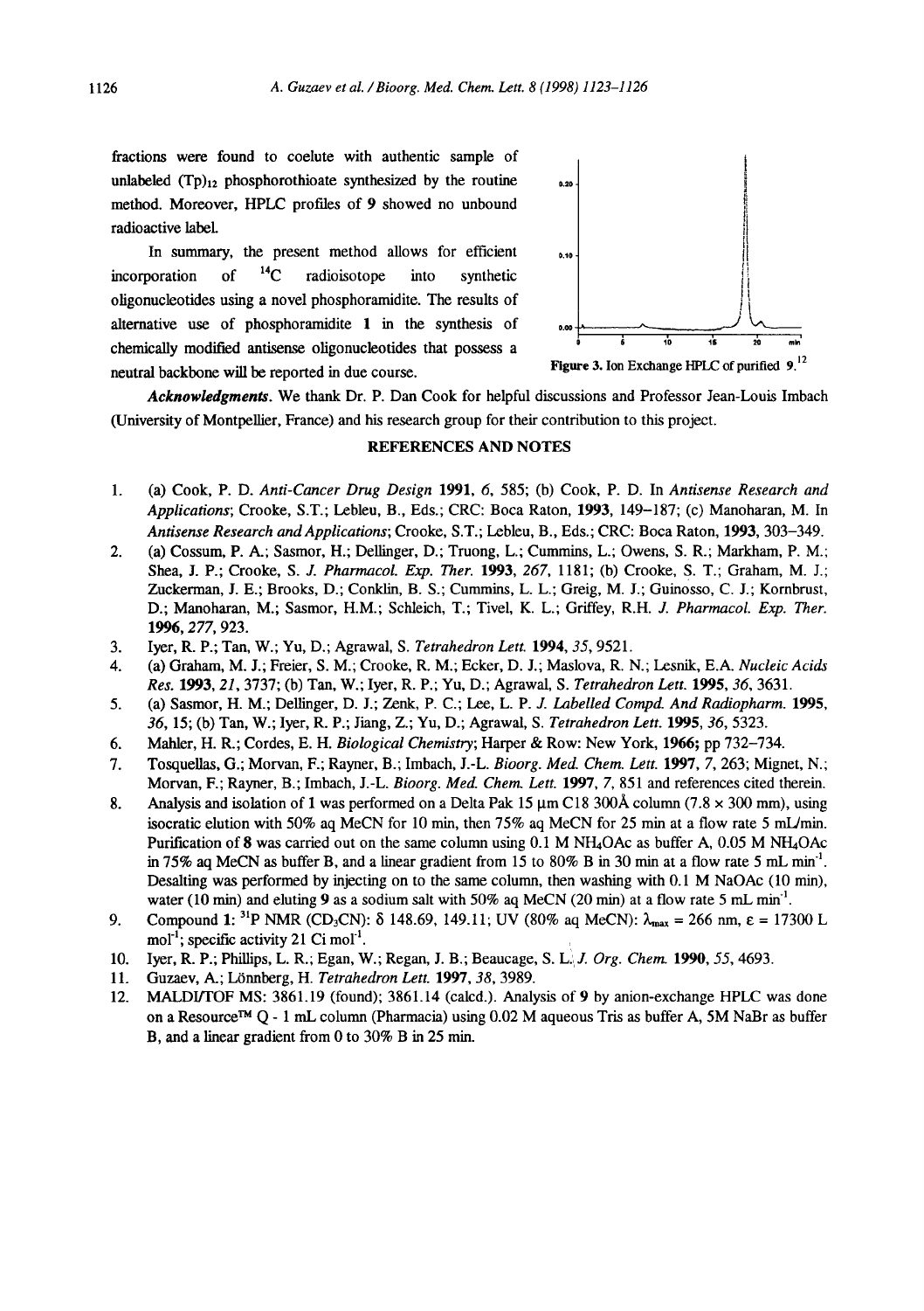fractions were found to coelute with authentic sample of unlabeled $(Tp)_{12}$ phosphorothioate synthesized by the routine method. Moreover, HPLC profiles of **9** showed no unbound radioactive label.

In summary, the present method allows for efficient incorporation of $^{14}C$ radioisotope into synthetic oligonucleotides using a novel phosphoramidite. The results of alternative use of phosphoramidite **1** in the synthesis of chemically modified antisense oligonucleotides that possess a neutral backbone will be reported in due course.

0.20
0.10
0.00
0 5 10 15 20 min

Figure 3. Ion Exchange HPLC of purified **9**.[12]

***Acknowledgments.*** We thank Dr. P. Dan Cook for helpful discussions and Professor Jean-Louis Imbach (University of Montpellier, France) and his research group for their contribution to this project.

## REFERENCES AND NOTES

1. (a) Cook, P. D. *Anti-Cancer Drug Design* **1991**, *6*, 585; (b) Cook, P. D. In *Antisense Research and Applications*; Crooke, S.T.; Lebleu, B., Eds.; CRC: Boca Raton, **1993**, 149–187; (c) Manoharan, M. In *Antisense Research and Applications*; Crooke, S.T.; Lebleu, B., Eds.; CRC: Boca Raton, **1993**, 303–349.
2. (a) Cossum, P. A.; Sasmor, H.; Dellinger, D.; Truong, L.; Cummins, L.; Owens, S. R.; Markham, P. M.; Shea, J. P.; Crooke, S. *J. Pharmacol. Exp. Ther.* **1993**, *267*, 1181; (b) Crooke, S. T.; Graham, M. J.; Zuckerman, J. E.; Brooks, D.; Conklin, B. S.; Cummins, L. L.; Greig, M. J.; Guinosso, C. J.; Kornbrust, D.; Manoharan, M.; Sasmor, H.M.; Schleich, T.; Tivel, K. L.; Griffey, R.H. *J. Pharmacol. Exp. Ther.* **1996**, *277*, 923.
3. Iyer, R. P.; Tan, W.; Yu, D.; Agrawal, S. *Tetrahedron Lett.* **1994**, *35*, 9521.
4. (a) Graham, M. J.; Freier, S. M.; Crooke, R. M.; Ecker, D. J.; Maslova, R. N.; Lesnik, E.A. *Nucleic Acids Res.* **1993**, *21*, 3737; (b) Tan, W.; Iyer, R. P.; Yu, D.; Agrawal, S. *Tetrahedron Lett.* **1995**, *36*, 3631.
5. (a) Sasmor, H. M.; Dellinger, D. J.; Zenk, P. C.; Lee, L. P. *J. Labelled Compd. And Radiopharm.* **1995**, *36*, 15; (b) Tan, W.; Iyer, R. P.; Jiang, Z.; Yu, D.; Agrawal, S. *Tetrahedron Lett.* **1995**, *36*, 5323.
6. Mahler, H. R.; Cordes, E. H. *Biological Chemistry*; Harper & Row: New York, **1966**; pp 732–734.
7. Tosquellas, G.; Morvan, F.; Rayner, B.; Imbach, J.-L. *Bioorg. Med. Chem. Lett.* **1997**, *7*, 263; Mignet, N.; Morvan, F.; Rayner, B.; Imbach, J.-L. *Bioorg. Med. Chem. Lett.* **1997**, *7*, 851 and references cited therein.
8. Analysis and isolation of **1** was performed on a Delta Pak 15 µm C18 300Å column (7.8 × 300 mm), using isocratic elution with 50% aq MeCN for 10 min, then 75% aq MeCN for 25 min at a flow rate 5 mL/min. Purification of **8** was carried out on the same column using 0.1 M $NH_4OAc$ as buffer A, 0.05 M $NH_4OAc$ in 75% aq MeCN as buffer B, and a linear gradient from 15 to 80% B in 30 min at a flow rate 5 mL $min^{-1}$. Desalting was performed by injecting on to the same column, then washing with 0.1 M NaOAc (10 min), water (10 min) and eluting **9** as a sodium salt with 50% aq MeCN (20 min) at a flow rate 5 mL $min^{-1}$.
9. Compound **1**: $^{31}P$ NMR ($CD_3CN$): δ 148.69, 149.11; UV (80% aq MeCN): $\lambda_{max}$ = 266 nm, ε = 17300 L $mol^{-1}$; specific activity 21 Ci $mol^{-1}$.
10. Iyer, R. P.; Phillips, L. R.; Egan, W.; Regan, J. B.; Beaucage, S. L. *J. Org. Chem.* **1990**, *55*, 4693.
11. Guzaev, A.; Lönnberg, H. *Tetrahedron Lett.* **1997**, *38*, 3989.
12. MALDI/TOF MS: 3861.19 (found); 3861.14 (calcd.). Analysis of **9** by anion-exchange HPLC was done on a Resource™ Q - 1 mL column (Pharmacia) using 0.02 M aqueous Tris as buffer A, 5M NaBr as buffer B, and a linear gradient from 0 to 30% B in 25 min.